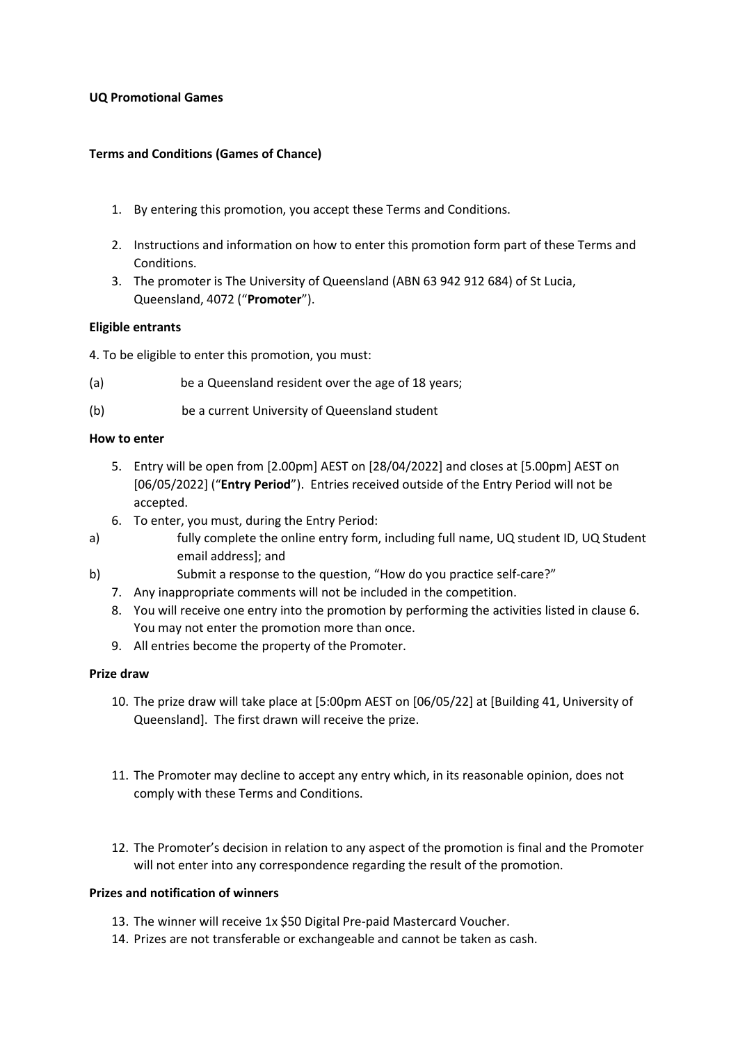**UQ Promotional Games**

**Terms and Conditions (Games of Chance)**

1. By entering this promotion, you accept these Terms and Conditions.
2. Instructions and information on how to enter this promotion form part of these Terms and Conditions.
3. The promoter is The University of Queensland (ABN 63 942 912 684) of St Lucia, Queensland, 4072 ("**Promoter**").

**Eligible entrants**

4. To be eligible to enter this promotion, you must:

(a) be a Queensland resident over the age of 18 years;

(b) be a current University of Queensland student

**How to enter**

5. Entry will be open from [2.00pm] AEST on [28/04/2022] and closes at [5.00pm] AEST on [06/05/2022] ("**Entry Period**"). Entries received outside of the Entry Period will not be accepted.
6. To enter, you must, during the Entry Period:

a) fully complete the online entry form, including full name, UQ student ID, UQ Student email address]; and

b) Submit a response to the question, "How do you practice self-care?"

7. Any inappropriate comments will not be included in the competition.
8. You will receive one entry into the promotion by performing the activities listed in clause 6. You may not enter the promotion more than once.
9. All entries become the property of the Promoter.

**Prize draw**

10. The prize draw will take place at [5:00pm AEST on [06/05/22] at [Building 41, University of Queensland]. The first drawn will receive the prize.
11. The Promoter may decline to accept any entry which, in its reasonable opinion, does not comply with these Terms and Conditions.
12. The Promoter's decision in relation to any aspect of the promotion is final and the Promoter will not enter into any correspondence regarding the result of the promotion.

**Prizes and notification of winners**

13. The winner will receive 1x $50 Digital Pre-paid Mastercard Voucher.
14. Prizes are not transferable or exchangeable and cannot be taken as cash.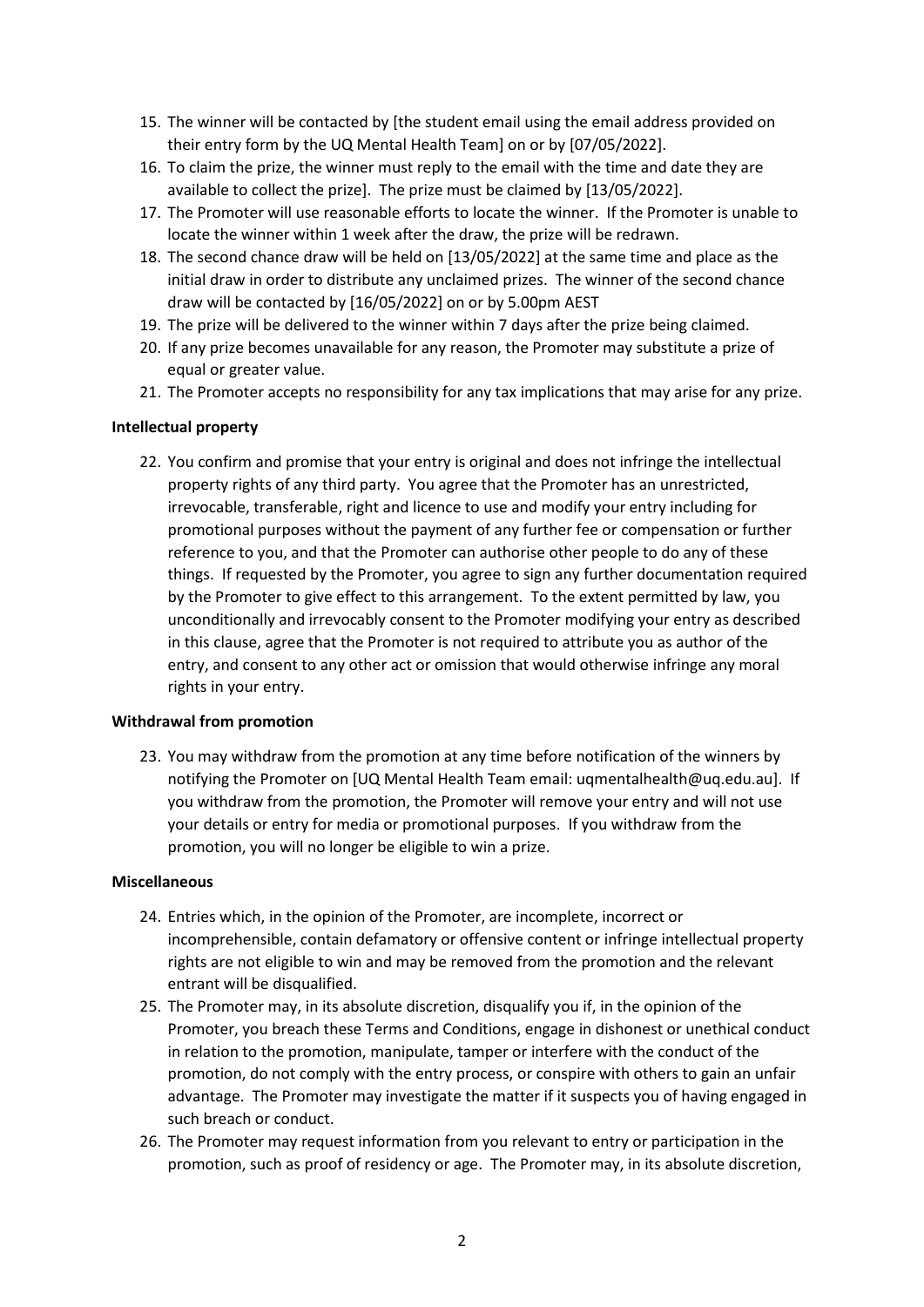15. The winner will be contacted by [the student email using the email address provided on their entry form by the UQ Mental Health Team] on or by [07/05/2022].
16. To claim the prize, the winner must reply to the email with the time and date they are available to collect the prize]. The prize must be claimed by [13/05/2022].
17. The Promoter will use reasonable efforts to locate the winner. If the Promoter is unable to locate the winner within 1 week after the draw, the prize will be redrawn.
18. The second chance draw will be held on [13/05/2022] at the same time and place as the initial draw in order to distribute any unclaimed prizes. The winner of the second chance draw will be contacted by [16/05/2022] on or by 5.00pm AEST
19. The prize will be delivered to the winner within 7 days after the prize being claimed.
20. If any prize becomes unavailable for any reason, the Promoter may substitute a prize of equal or greater value.
21. The Promoter accepts no responsibility for any tax implications that may arise for any prize.

**Intellectual property**

22. You confirm and promise that your entry is original and does not infringe the intellectual property rights of any third party. You agree that the Promoter has an unrestricted, irrevocable, transferable, right and licence to use and modify your entry including for promotional purposes without the payment of any further fee or compensation or further reference to you, and that the Promoter can authorise other people to do any of these things. If requested by the Promoter, you agree to sign any further documentation required by the Promoter to give effect to this arrangement. To the extent permitted by law, you unconditionally and irrevocably consent to the Promoter modifying your entry as described in this clause, agree that the Promoter is not required to attribute you as author of the entry, and consent to any other act or omission that would otherwise infringe any moral rights in your entry.

**Withdrawal from promotion**

23. You may withdraw from the promotion at any time before notification of the winners by notifying the Promoter on [UQ Mental Health Team email: uqmentalhealth@uq.edu.au]. If you withdraw from the promotion, the Promoter will remove your entry and will not use your details or entry for media or promotional purposes. If you withdraw from the promotion, you will no longer be eligible to win a prize.

**Miscellaneous**

24. Entries which, in the opinion of the Promoter, are incomplete, incorrect or incomprehensible, contain defamatory or offensive content or infringe intellectual property rights are not eligible to win and may be removed from the promotion and the relevant entrant will be disqualified.
25. The Promoter may, in its absolute discretion, disqualify you if, in the opinion of the Promoter, you breach these Terms and Conditions, engage in dishonest or unethical conduct in relation to the promotion, manipulate, tamper or interfere with the conduct of the promotion, do not comply with the entry process, or conspire with others to gain an unfair advantage. The Promoter may investigate the matter if it suspects you of having engaged in such breach or conduct.
26. The Promoter may request information from you relevant to entry or participation in the promotion, such as proof of residency or age. The Promoter may, in its absolute discretion,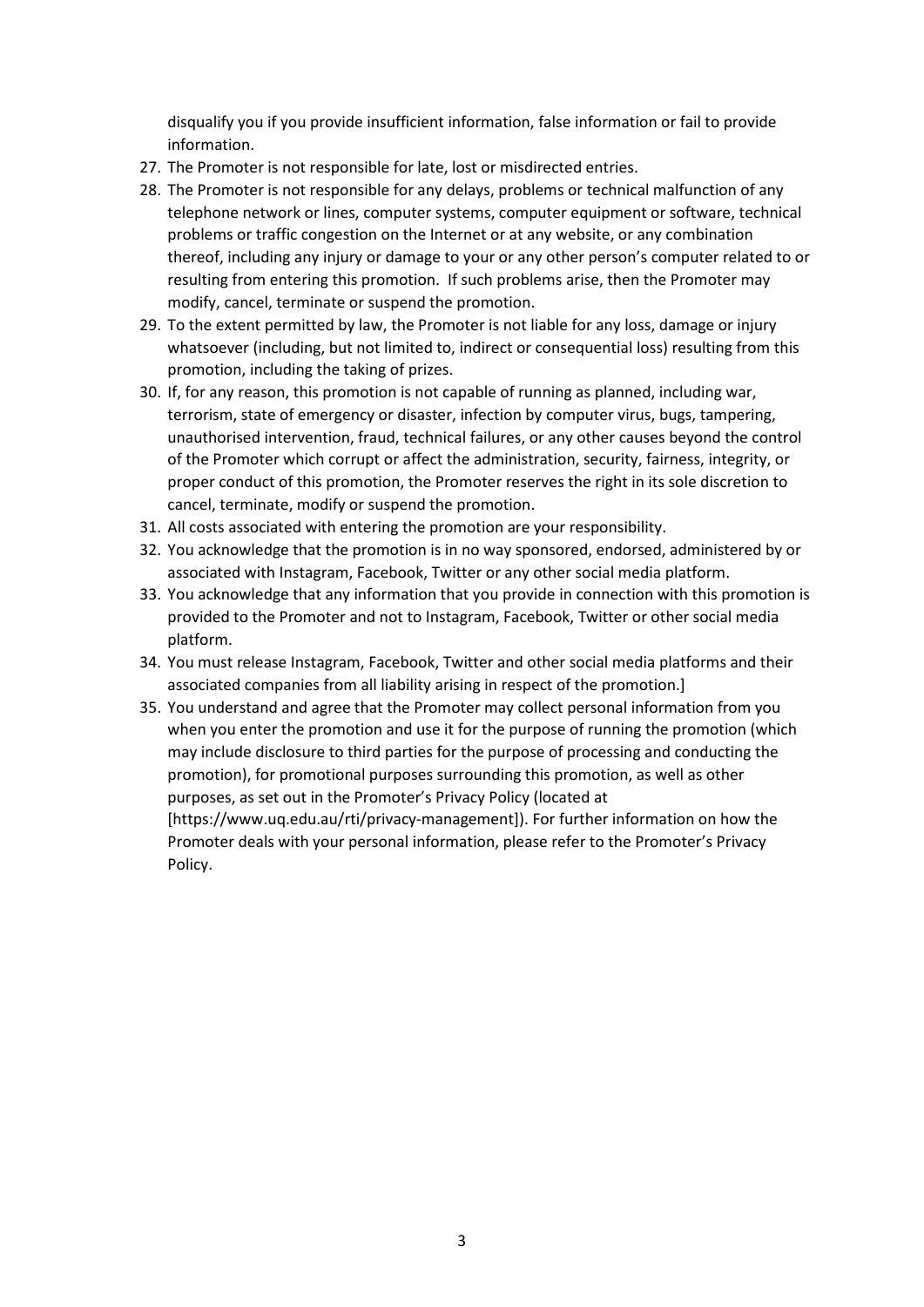disqualify you if you provide insufficient information, false information or fail to provide information.

27. The Promoter is not responsible for late, lost or misdirected entries.
28. The Promoter is not responsible for any delays, problems or technical malfunction of any telephone network or lines, computer systems, computer equipment or software, technical problems or traffic congestion on the Internet or at any website, or any combination thereof, including any injury or damage to your or any other person's computer related to or resulting from entering this promotion. If such problems arise, then the Promoter may modify, cancel, terminate or suspend the promotion.
29. To the extent permitted by law, the Promoter is not liable for any loss, damage or injury whatsoever (including, but not limited to, indirect or consequential loss) resulting from this promotion, including the taking of prizes.
30. If, for any reason, this promotion is not capable of running as planned, including war, terrorism, state of emergency or disaster, infection by computer virus, bugs, tampering, unauthorised intervention, fraud, technical failures, or any other causes beyond the control of the Promoter which corrupt or affect the administration, security, fairness, integrity, or proper conduct of this promotion, the Promoter reserves the right in its sole discretion to cancel, terminate, modify or suspend the promotion.
31. All costs associated with entering the promotion are your responsibility.
32. You acknowledge that the promotion is in no way sponsored, endorsed, administered by or associated with Instagram, Facebook, Twitter or any other social media platform.
33. You acknowledge that any information that you provide in connection with this promotion is provided to the Promoter and not to Instagram, Facebook, Twitter or other social media platform.
34. You must release Instagram, Facebook, Twitter and other social media platforms and their associated companies from all liability arising in respect of the promotion.]
35. You understand and agree that the Promoter may collect personal information from you when you enter the promotion and use it for the purpose of running the promotion (which may include disclosure to third parties for the purpose of processing and conducting the promotion), for promotional purposes surrounding this promotion, as well as other purposes, as set out in the Promoter's Privacy Policy (located at [https://www.uq.edu.au/rti/privacy-management]). For further information on how the Promoter deals with your personal information, please refer to the Promoter's Privacy Policy.